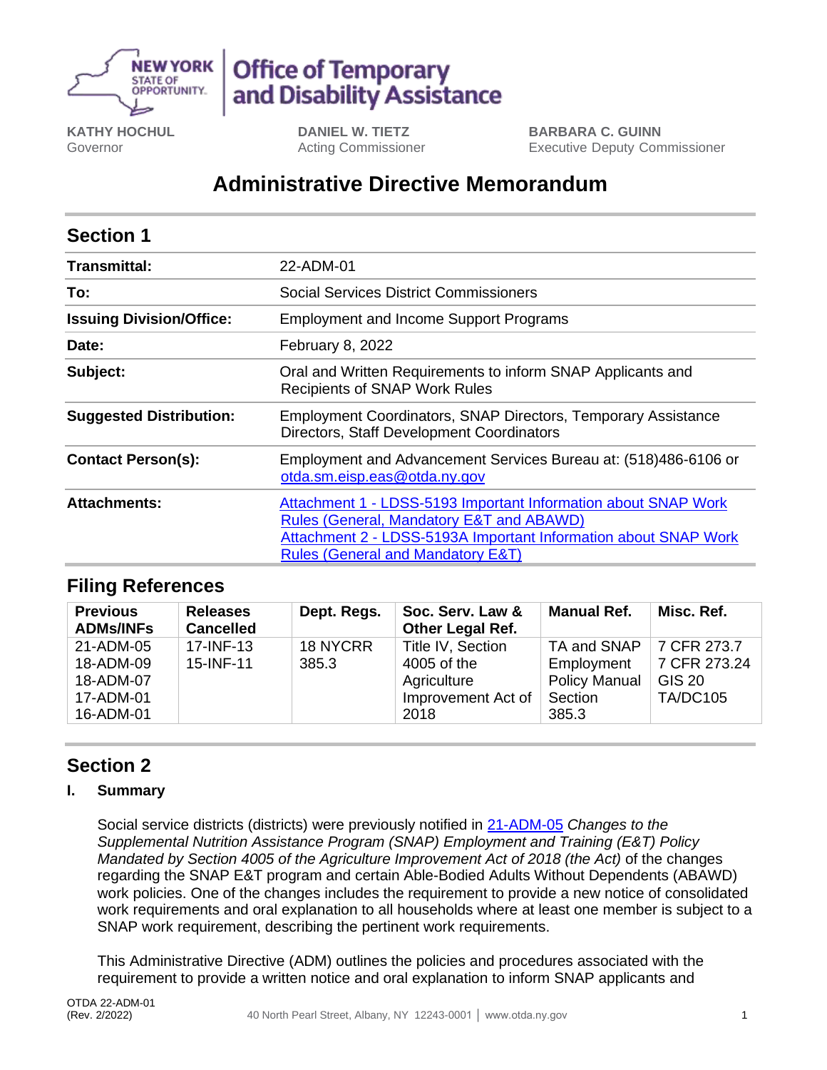NEW YORK STATE OF OPPORTUNITY. | Office of Temporary and Disability Assistance

**KATHY HOCHUL**
Governor

**DANIEL W. TIETZ**
Acting Commissioner

**BARBARA C. GUINN**
Executive Deputy Commissioner

# Administrative Directive Memorandum

## Section 1

| | |
|---|---|
| **Transmittal:** | 22-ADM-01 |
| **To:** | Social Services District Commissioners |
| **Issuing Division/Office:** | Employment and Income Support Programs |
| **Date:** | February 8, 2022 |
| **Subject:** | Oral and Written Requirements to inform SNAP Applicants and Recipients of SNAP Work Rules |
| **Suggested Distribution:** | Employment Coordinators, SNAP Directors, Temporary Assistance Directors, Staff Development Coordinators |
| **Contact Person(s):** | Employment and Advancement Services Bureau at: (518)486-6106 or otda.sm.eisp.eas@otda.ny.gov |
| **Attachments:** | Attachment 1 - LDSS-5193 Important Information about SNAP Work Rules (General, Mandatory E&T and ABAWD)<br>Attachment 2 - LDSS-5193A Important Information about SNAP Work Rules (General and Mandatory E&T) |

## Filing References

| Previous ADMs/INFs | Releases Cancelled | Dept. Regs. | Soc. Serv. Law & Other Legal Ref. | Manual Ref. | Misc. Ref. |
|---|---|---|---|---|---|
| 21-ADM-05<br>18-ADM-09<br>18-ADM-07<br>17-ADM-01<br>16-ADM-01 | 17-INF-13<br>15-INF-11 | 18 NYCRR 385.3 | Title IV, Section 4005 of the Agriculture Improvement Act of 2018 | TA and SNAP Employment Policy Manual Section 385.3 | 7 CFR 273.7<br>7 CFR 273.24<br>GIS 20 TA/DC105 |

## Section 2

### I. Summary

Social service districts (districts) were previously notified in 21-ADM-05 *Changes to the Supplemental Nutrition Assistance Program (SNAP) Employment and Training (E&T) Policy Mandated by Section 4005 of the Agriculture Improvement Act of 2018 (the Act)* of the changes regarding the SNAP E&T program and certain Able-Bodied Adults Without Dependents (ABAWD) work policies. One of the changes includes the requirement to provide a new notice of consolidated work requirements and oral explanation to all households where at least one member is subject to a SNAP work requirement, describing the pertinent work requirements.

This Administrative Directive (ADM) outlines the policies and procedures associated with the requirement to provide a written notice and oral explanation to inform SNAP applicants and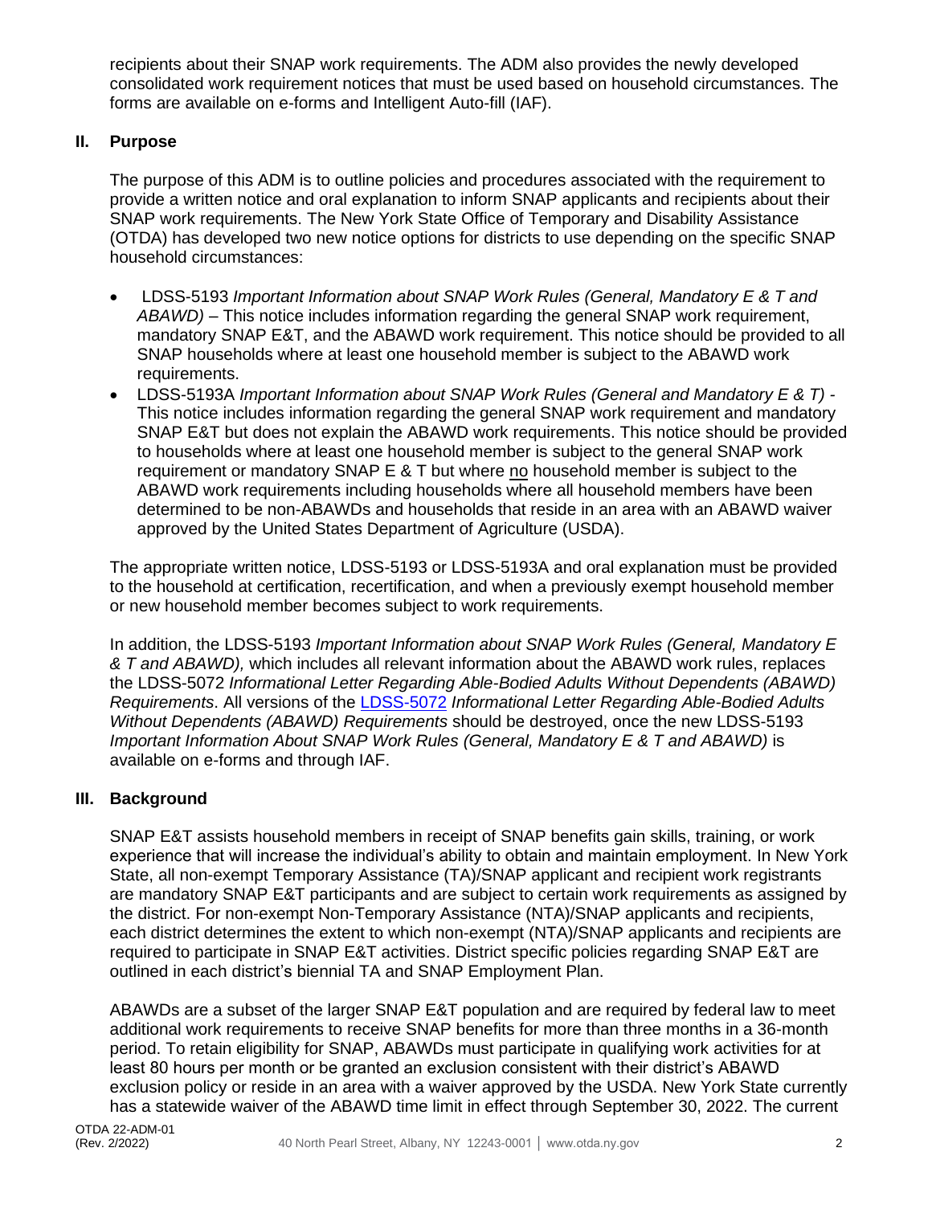recipients about their SNAP work requirements. The ADM also provides the newly developed consolidated work requirement notices that must be used based on household circumstances. The forms are available on e-forms and Intelligent Auto-fill (IAF).

## II. Purpose

The purpose of this ADM is to outline policies and procedures associated with the requirement to provide a written notice and oral explanation to inform SNAP applicants and recipients about their SNAP work requirements. The New York State Office of Temporary and Disability Assistance (OTDA) has developed two new notice options for districts to use depending on the specific SNAP household circumstances:

- LDSS-5193 *Important Information about SNAP Work Rules (General, Mandatory E & T and ABAWD)* – This notice includes information regarding the general SNAP work requirement, mandatory SNAP E&T, and the ABAWD work requirement. This notice should be provided to all SNAP households where at least one household member is subject to the ABAWD work requirements.
- LDSS-5193A *Important Information about SNAP Work Rules (General and Mandatory E & T)* - This notice includes information regarding the general SNAP work requirement and mandatory SNAP E&T but does not explain the ABAWD work requirements. This notice should be provided to households where at least one household member is subject to the general SNAP work requirement or mandatory SNAP E & T but where no household member is subject to the ABAWD work requirements including households where all household members have been determined to be non-ABAWDs and households that reside in an area with an ABAWD waiver approved by the United States Department of Agriculture (USDA).

The appropriate written notice, LDSS-5193 or LDSS-5193A and oral explanation must be provided to the household at certification, recertification, and when a previously exempt household member or new household member becomes subject to work requirements.

In addition, the LDSS-5193 *Important Information about SNAP Work Rules (General, Mandatory E & T and ABAWD),* which includes all relevant information about the ABAWD work rules, replaces the LDSS-5072 *Informational Letter Regarding Able-Bodied Adults Without Dependents (ABAWD) Requirements*. All versions of the LDSS-5072 *Informational Letter Regarding Able-Bodied Adults Without Dependents (ABAWD) Requirements* should be destroyed, once the new LDSS-5193 *Important Information About SNAP Work Rules (General, Mandatory E & T and ABAWD)* is available on e-forms and through IAF.

## III. Background

SNAP E&T assists household members in receipt of SNAP benefits gain skills, training, or work experience that will increase the individual's ability to obtain and maintain employment. In New York State, all non-exempt Temporary Assistance (TA)/SNAP applicant and recipient work registrants are mandatory SNAP E&T participants and are subject to certain work requirements as assigned by the district. For non-exempt Non-Temporary Assistance (NTA)/SNAP applicants and recipients, each district determines the extent to which non-exempt (NTA)/SNAP applicants and recipients are required to participate in SNAP E&T activities. District specific policies regarding SNAP E&T are outlined in each district's biennial TA and SNAP Employment Plan.

ABAWDs are a subset of the larger SNAP E&T population and are required by federal law to meet additional work requirements to receive SNAP benefits for more than three months in a 36-month period. To retain eligibility for SNAP, ABAWDs must participate in qualifying work activities for at least 80 hours per month or be granted an exclusion consistent with their district's ABAWD exclusion policy or reside in an area with a waiver approved by the USDA. New York State currently has a statewide waiver of the ABAWD time limit in effect through September 30, 2022. The current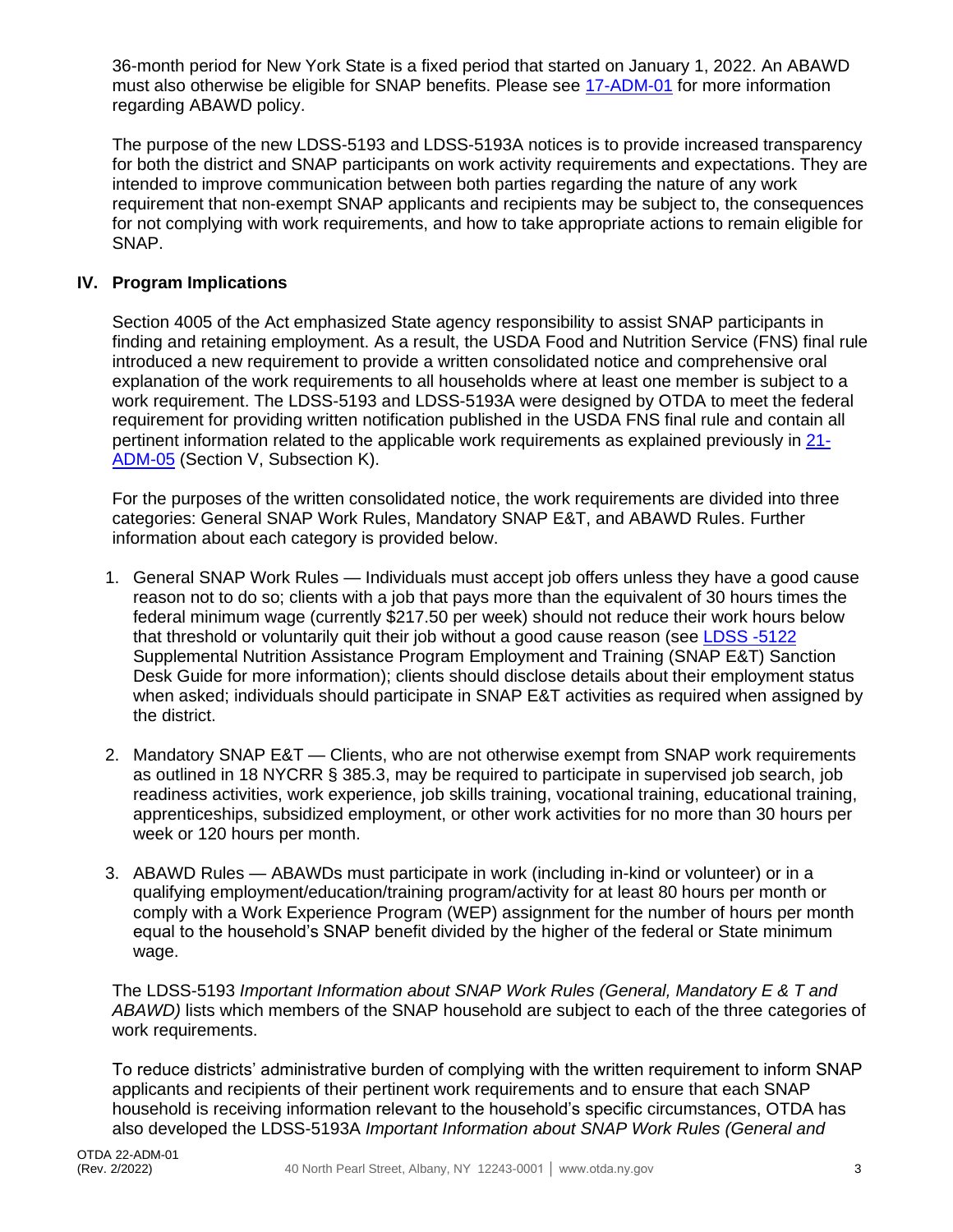36-month period for New York State is a fixed period that started on January 1, 2022. An ABAWD must also otherwise be eligible for SNAP benefits. Please see 17-ADM-01 for more information regarding ABAWD policy.

The purpose of the new LDSS-5193 and LDSS-5193A notices is to provide increased transparency for both the district and SNAP participants on work activity requirements and expectations. They are intended to improve communication between both parties regarding the nature of any work requirement that non-exempt SNAP applicants and recipients may be subject to, the consequences for not complying with work requirements, and how to take appropriate actions to remain eligible for SNAP.

## IV. Program Implications

Section 4005 of the Act emphasized State agency responsibility to assist SNAP participants in finding and retaining employment. As a result, the USDA Food and Nutrition Service (FNS) final rule introduced a new requirement to provide a written consolidated notice and comprehensive oral explanation of the work requirements to all households where at least one member is subject to a work requirement. The LDSS-5193 and LDSS-5193A were designed by OTDA to meet the federal requirement for providing written notification published in the USDA FNS final rule and contain all pertinent information related to the applicable work requirements as explained previously in 21-ADM-05 (Section V, Subsection K).

For the purposes of the written consolidated notice, the work requirements are divided into three categories: General SNAP Work Rules, Mandatory SNAP E&T, and ABAWD Rules. Further information about each category is provided below.

1. General SNAP Work Rules — Individuals must accept job offers unless they have a good cause reason not to do so; clients with a job that pays more than the equivalent of 30 hours times the federal minimum wage (currently $217.50 per week) should not reduce their work hours below that threshold or voluntarily quit their job without a good cause reason (see LDSS -5122 Supplemental Nutrition Assistance Program Employment and Training (SNAP E&T) Sanction Desk Guide for more information); clients should disclose details about their employment status when asked; individuals should participate in SNAP E&T activities as required when assigned by the district.

2. Mandatory SNAP E&T — Clients, who are not otherwise exempt from SNAP work requirements as outlined in 18 NYCRR § 385.3, may be required to participate in supervised job search, job readiness activities, work experience, job skills training, vocational training, educational training, apprenticeships, subsidized employment, or other work activities for no more than 30 hours per week or 120 hours per month.

3. ABAWD Rules — ABAWDs must participate in work (including in-kind or volunteer) or in a qualifying employment/education/training program/activity for at least 80 hours per month or comply with a Work Experience Program (WEP) assignment for the number of hours per month equal to the household's SNAP benefit divided by the higher of the federal or State minimum wage.

The LDSS-5193 *Important Information about SNAP Work Rules (General, Mandatory E & T and ABAWD)* lists which members of the SNAP household are subject to each of the three categories of work requirements.

To reduce districts' administrative burden of complying with the written requirement to inform SNAP applicants and recipients of their pertinent work requirements and to ensure that each SNAP household is receiving information relevant to the household's specific circumstances, OTDA has also developed the LDSS-5193A *Important Information about SNAP Work Rules (General and*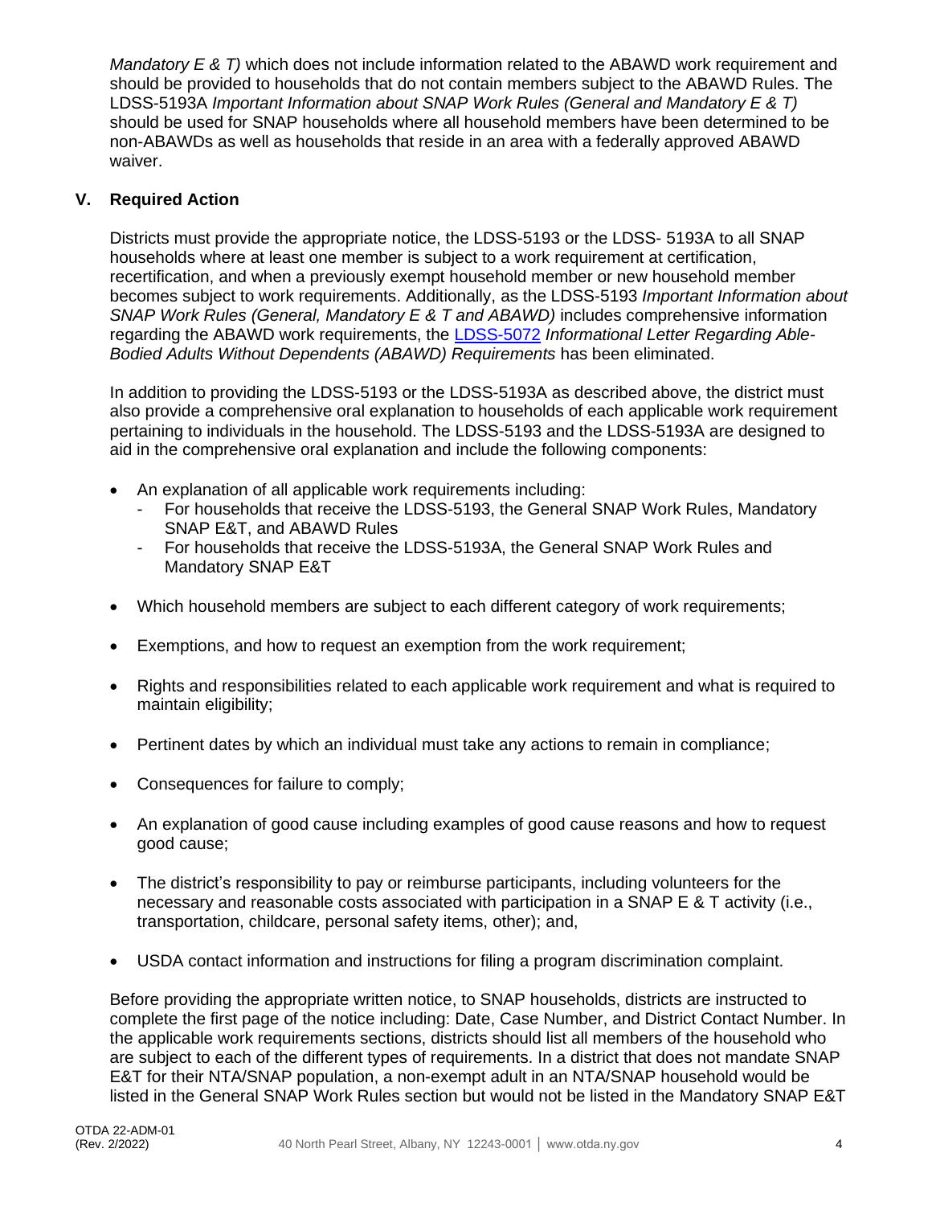*Mandatory E & T)* which does not include information related to the ABAWD work requirement and should be provided to households that do not contain members subject to the ABAWD Rules. The LDSS-5193A *Important Information about SNAP Work Rules (General and Mandatory E & T)* should be used for SNAP households where all household members have been determined to be non-ABAWDs as well as households that reside in an area with a federally approved ABAWD waiver.

## V. Required Action

Districts must provide the appropriate notice, the LDSS-5193 or the LDSS- 5193A to all SNAP households where at least one member is subject to a work requirement at certification, recertification, and when a previously exempt household member or new household member becomes subject to work requirements. Additionally, as the LDSS-5193 *Important Information about SNAP Work Rules (General, Mandatory E & T and ABAWD)* includes comprehensive information regarding the ABAWD work requirements, the LDSS-5072 *Informational Letter Regarding Able-Bodied Adults Without Dependents (ABAWD) Requirements* has been eliminated.

In addition to providing the LDSS-5193 or the LDSS-5193A as described above, the district must also provide a comprehensive oral explanation to households of each applicable work requirement pertaining to individuals in the household. The LDSS-5193 and the LDSS-5193A are designed to aid in the comprehensive oral explanation and include the following components:

- An explanation of all applicable work requirements including:
  - For households that receive the LDSS-5193, the General SNAP Work Rules, Mandatory SNAP E&T, and ABAWD Rules
  - For households that receive the LDSS-5193A, the General SNAP Work Rules and Mandatory SNAP E&T
- Which household members are subject to each different category of work requirements;
- Exemptions, and how to request an exemption from the work requirement;
- Rights and responsibilities related to each applicable work requirement and what is required to maintain eligibility;
- Pertinent dates by which an individual must take any actions to remain in compliance;
- Consequences for failure to comply;
- An explanation of good cause including examples of good cause reasons and how to request good cause;
- The district's responsibility to pay or reimburse participants, including volunteers for the necessary and reasonable costs associated with participation in a SNAP E & T activity (i.e., transportation, childcare, personal safety items, other); and,
- USDA contact information and instructions for filing a program discrimination complaint.

Before providing the appropriate written notice, to SNAP households, districts are instructed to complete the first page of the notice including: Date, Case Number, and District Contact Number. In the applicable work requirements sections, districts should list all members of the household who are subject to each of the different types of requirements. In a district that does not mandate SNAP E&T for their NTA/SNAP population, a non-exempt adult in an NTA/SNAP household would be listed in the General SNAP Work Rules section but would not be listed in the Mandatory SNAP E&T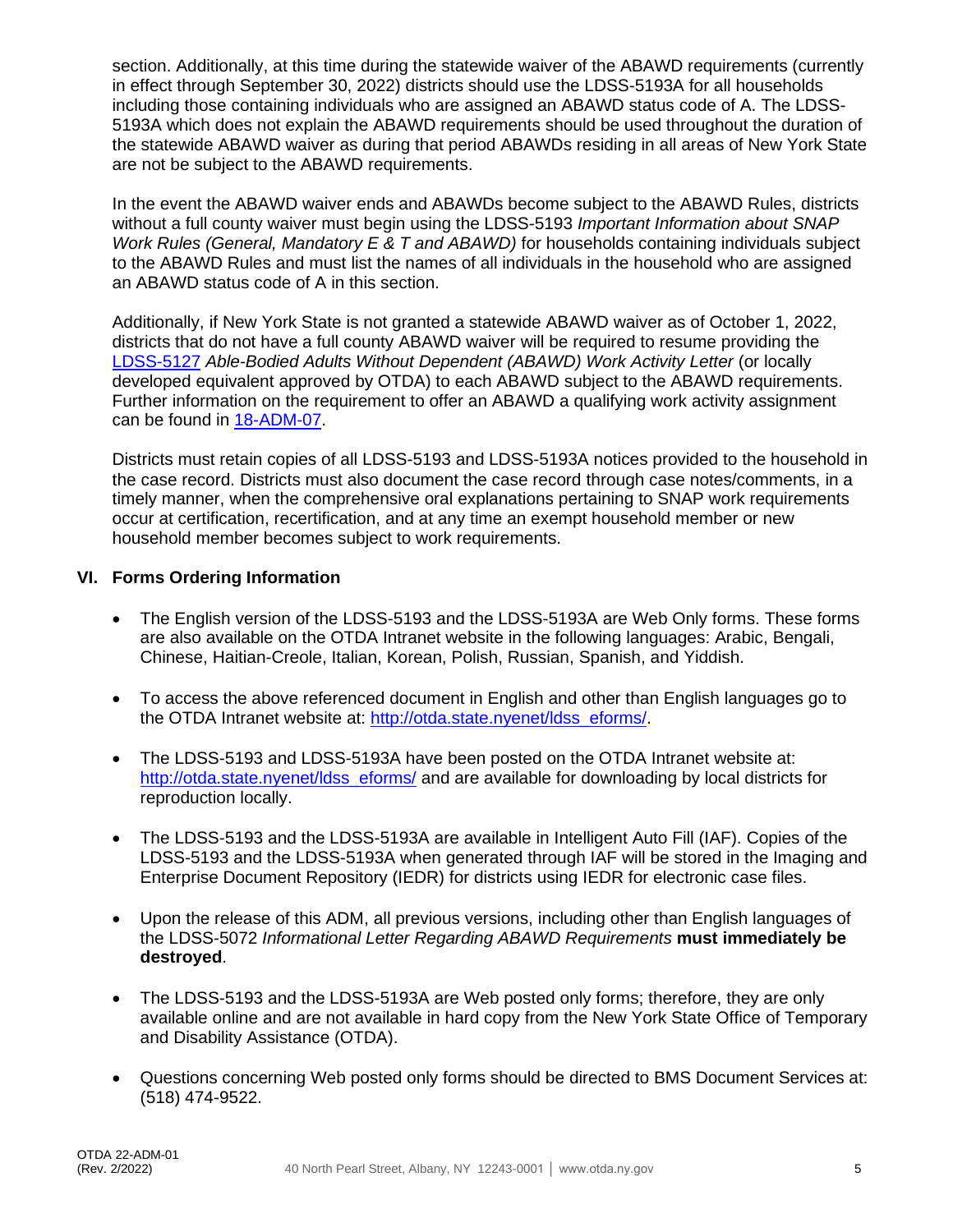section. Additionally, at this time during the statewide waiver of the ABAWD requirements (currently in effect through September 30, 2022) districts should use the LDSS-5193A for all households including those containing individuals who are assigned an ABAWD status code of A. The LDSS-5193A which does not explain the ABAWD requirements should be used throughout the duration of the statewide ABAWD waiver as during that period ABAWDs residing in all areas of New York State are not be subject to the ABAWD requirements.

In the event the ABAWD waiver ends and ABAWDs become subject to the ABAWD Rules, districts without a full county waiver must begin using the LDSS-5193 *Important Information about SNAP Work Rules (General, Mandatory E & T and ABAWD)* for households containing individuals subject to the ABAWD Rules and must list the names of all individuals in the household who are assigned an ABAWD status code of A in this section.

Additionally, if New York State is not granted a statewide ABAWD waiver as of October 1, 2022, districts that do not have a full county ABAWD waiver will be required to resume providing the LDSS-5127 *Able-Bodied Adults Without Dependent (ABAWD) Work Activity Letter* (or locally developed equivalent approved by OTDA) to each ABAWD subject to the ABAWD requirements. Further information on the requirement to offer an ABAWD a qualifying work activity assignment can be found in 18-ADM-07.

Districts must retain copies of all LDSS-5193 and LDSS-5193A notices provided to the household in the case record. Districts must also document the case record through case notes/comments, in a timely manner, when the comprehensive oral explanations pertaining to SNAP work requirements occur at certification, recertification, and at any time an exempt household member or new household member becomes subject to work requirements.

## VI. Forms Ordering Information

- The English version of the LDSS-5193 and the LDSS-5193A are Web Only forms. These forms are also available on the OTDA Intranet website in the following languages: Arabic, Bengali, Chinese, Haitian-Creole, Italian, Korean, Polish, Russian, Spanish, and Yiddish.
- To access the above referenced document in English and other than English languages go to the OTDA Intranet website at: http://otda.state.nyenet/ldss_eforms/.
- The LDSS-5193 and LDSS-5193A have been posted on the OTDA Intranet website at: http://otda.state.nyenet/ldss_eforms/ and are available for downloading by local districts for reproduction locally.
- The LDSS-5193 and the LDSS-5193A are available in Intelligent Auto Fill (IAF). Copies of the LDSS-5193 and the LDSS-5193A when generated through IAF will be stored in the Imaging and Enterprise Document Repository (IEDR) for districts using IEDR for electronic case files.
- Upon the release of this ADM, all previous versions, including other than English languages of the LDSS-5072 *Informational Letter Regarding ABAWD Requirements* **must immediately be destroyed**.
- The LDSS-5193 and the LDSS-5193A are Web posted only forms; therefore, they are only available online and are not available in hard copy from the New York State Office of Temporary and Disability Assistance (OTDA).
- Questions concerning Web posted only forms should be directed to BMS Document Services at: (518) 474-9522.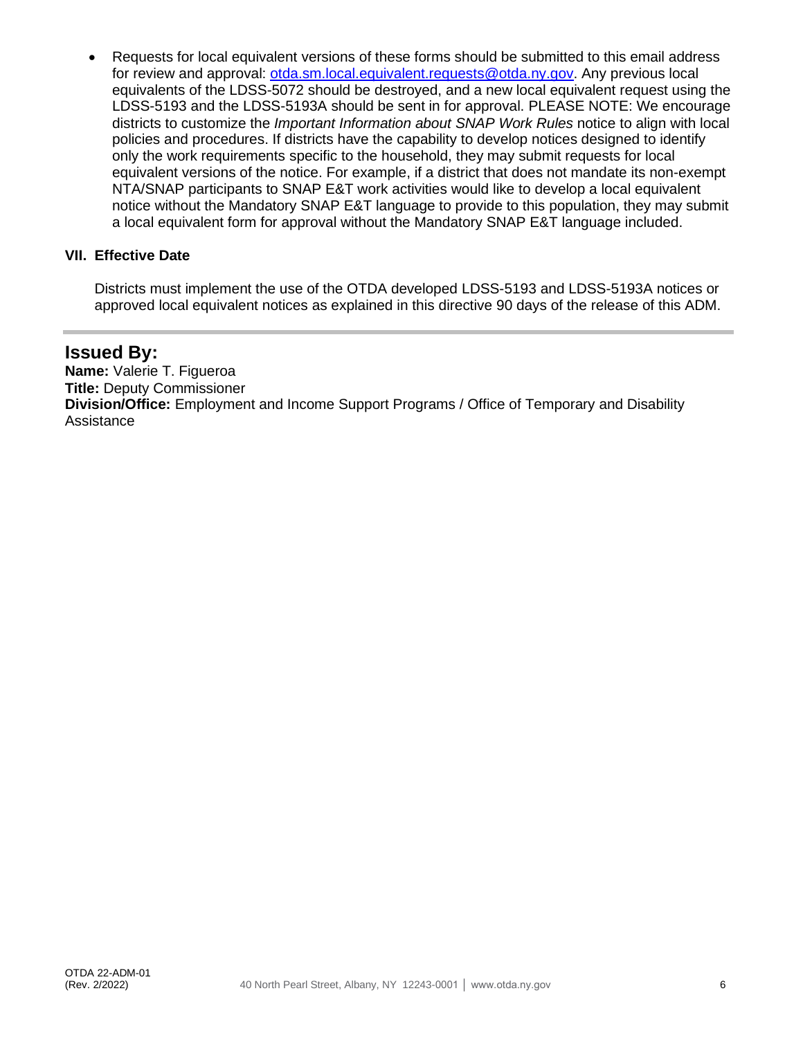- Requests for local equivalent versions of these forms should be submitted to this email address for review and approval: [otda.sm.local.equivalent.requests@otda.ny.gov](mailto:otda.sm.local.equivalent.requests@otda.ny.gov). Any previous local equivalents of the LDSS-5072 should be destroyed, and a new local equivalent request using the LDSS-5193 and the LDSS-5193A should be sent in for approval. PLEASE NOTE: We encourage districts to customize the *Important Information about SNAP Work Rules* notice to align with local policies and procedures. If districts have the capability to develop notices designed to identify only the work requirements specific to the household, they may submit requests for local equivalent versions of the notice. For example, if a district that does not mandate its non-exempt NTA/SNAP participants to SNAP E&T work activities would like to develop a local equivalent notice without the Mandatory SNAP E&T language to provide to this population, they may submit a local equivalent form for approval without the Mandatory SNAP E&T language included.

## VII. Effective Date

Districts must implement the use of the OTDA developed LDSS-5193 and LDSS-5193A notices or approved local equivalent notices as explained in this directive 90 days of the release of this ADM.

---

## Issued By:

**Name:** Valerie T. Figueroa
**Title:** Deputy Commissioner
**Division/Office:** Employment and Income Support Programs / Office of Temporary and Disability Assistance